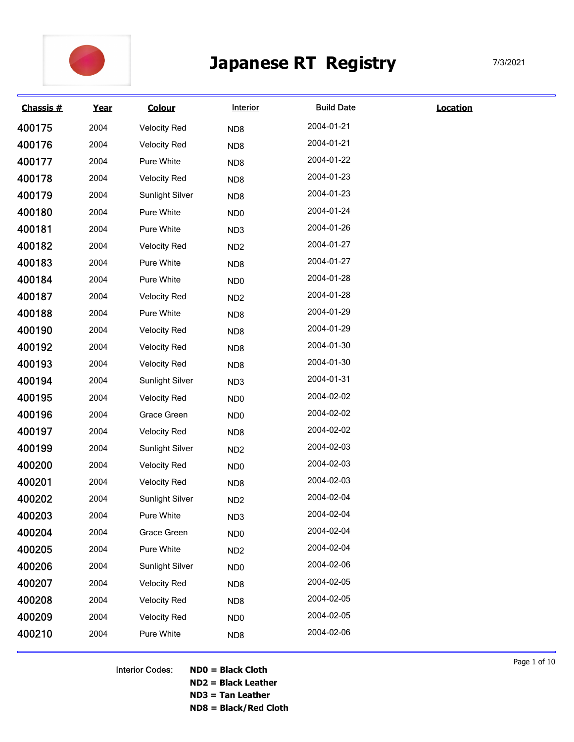# Japanese RT Registry

7/3/2021

| Chassis # | Year | Colour | Interior | Build Date | Location |
|---|---|---|---|---|---|
| 400175 | 2004 | Velocity Red | ND8 | 2004-01-21 | |
| 400176 | 2004 | Velocity Red | ND8 | 2004-01-21 | |
| 400177 | 2004 | Pure White | ND8 | 2004-01-22 | |
| 400178 | 2004 | Velocity Red | ND8 | 2004-01-23 | |
| 400179 | 2004 | Sunlight Silver | ND8 | 2004-01-23 | |
| 400180 | 2004 | Pure White | ND0 | 2004-01-24 | |
| 400181 | 2004 | Pure White | ND3 | 2004-01-26 | |
| 400182 | 2004 | Velocity Red | ND2 | 2004-01-27 | |
| 400183 | 2004 | Pure White | ND8 | 2004-01-27 | |
| 400184 | 2004 | Pure White | ND0 | 2004-01-28 | |
| 400187 | 2004 | Velocity Red | ND2 | 2004-01-28 | |
| 400188 | 2004 | Pure White | ND8 | 2004-01-29 | |
| 400190 | 2004 | Velocity Red | ND8 | 2004-01-29 | |
| 400192 | 2004 | Velocity Red | ND8 | 2004-01-30 | |
| 400193 | 2004 | Velocity Red | ND8 | 2004-01-30 | |
| 400194 | 2004 | Sunlight Silver | ND3 | 2004-01-31 | |
| 400195 | 2004 | Velocity Red | ND0 | 2004-02-02 | |
| 400196 | 2004 | Grace Green | ND0 | 2004-02-02 | |
| 400197 | 2004 | Velocity Red | ND8 | 2004-02-02 | |
| 400199 | 2004 | Sunlight Silver | ND2 | 2004-02-03 | |
| 400200 | 2004 | Velocity Red | ND0 | 2004-02-03 | |
| 400201 | 2004 | Velocity Red | ND8 | 2004-02-03 | |
| 400202 | 2004 | Sunlight Silver | ND2 | 2004-02-04 | |
| 400203 | 2004 | Pure White | ND3 | 2004-02-04 | |
| 400204 | 2004 | Grace Green | ND0 | 2004-02-04 | |
| 400205 | 2004 | Pure White | ND2 | 2004-02-04 | |
| 400206 | 2004 | Sunlight Silver | ND0 | 2004-02-06 | |
| 400207 | 2004 | Velocity Red | ND8 | 2004-02-05 | |
| 400208 | 2004 | Velocity Red | ND8 | 2004-02-05 | |
| 400209 | 2004 | Velocity Red | ND0 | 2004-02-05 | |
| 400210 | 2004 | Pure White | ND8 | 2004-02-06 | |

Interior Codes:
**ND0 = Black Cloth**
**ND2 = Black Leather**
**ND3 = Tan Leather**
**ND8 = Black/Red Cloth**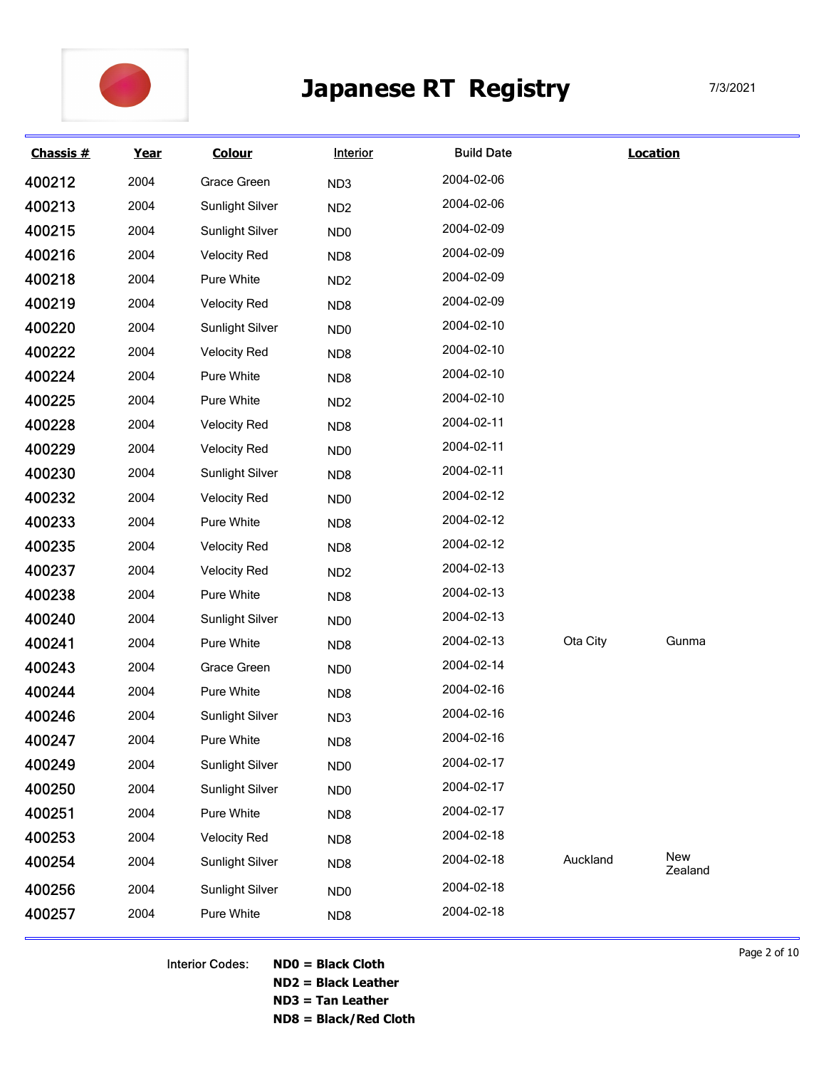# Japanese RT Registry

7/3/2021

| Chassis # | Year | Colour | Interior | Build Date | Location | |
|---|---|---|---|---|---|---|
| 400212 | 2004 | Grace Green | ND3 | 2004-02-06 | | |
| 400213 | 2004 | Sunlight Silver | ND2 | 2004-02-06 | | |
| 400215 | 2004 | Sunlight Silver | ND0 | 2004-02-09 | | |
| 400216 | 2004 | Velocity Red | ND8 | 2004-02-09 | | |
| 400218 | 2004 | Pure White | ND2 | 2004-02-09 | | |
| 400219 | 2004 | Velocity Red | ND8 | 2004-02-09 | | |
| 400220 | 2004 | Sunlight Silver | ND0 | 2004-02-10 | | |
| 400222 | 2004 | Velocity Red | ND8 | 2004-02-10 | | |
| 400224 | 2004 | Pure White | ND8 | 2004-02-10 | | |
| 400225 | 2004 | Pure White | ND2 | 2004-02-10 | | |
| 400228 | 2004 | Velocity Red | ND8 | 2004-02-11 | | |
| 400229 | 2004 | Velocity Red | ND0 | 2004-02-11 | | |
| 400230 | 2004 | Sunlight Silver | ND8 | 2004-02-11 | | |
| 400232 | 2004 | Velocity Red | ND0 | 2004-02-12 | | |
| 400233 | 2004 | Pure White | ND8 | 2004-02-12 | | |
| 400235 | 2004 | Velocity Red | ND8 | 2004-02-12 | | |
| 400237 | 2004 | Velocity Red | ND2 | 2004-02-13 | | |
| 400238 | 2004 | Pure White | ND8 | 2004-02-13 | | |
| 400240 | 2004 | Sunlight Silver | ND0 | 2004-02-13 | | |
| 400241 | 2004 | Pure White | ND8 | 2004-02-13 | Ota City | Gunma |
| 400243 | 2004 | Grace Green | ND0 | 2004-02-14 | | |
| 400244 | 2004 | Pure White | ND8 | 2004-02-16 | | |
| 400246 | 2004 | Sunlight Silver | ND3 | 2004-02-16 | | |
| 400247 | 2004 | Pure White | ND8 | 2004-02-16 | | |
| 400249 | 2004 | Sunlight Silver | ND0 | 2004-02-17 | | |
| 400250 | 2004 | Sunlight Silver | ND0 | 2004-02-17 | | |
| 400251 | 2004 | Pure White | ND8 | 2004-02-17 | | |
| 400253 | 2004 | Velocity Red | ND8 | 2004-02-18 | | |
| 400254 | 2004 | Sunlight Silver | ND8 | 2004-02-18 | Auckland | New Zealand |
| 400256 | 2004 | Sunlight Silver | ND0 | 2004-02-18 | | |
| 400257 | 2004 | Pure White | ND8 | 2004-02-18 | | |

Interior Codes:

**ND0 = Black Cloth**
**ND2 = Black Leather**
**ND3 = Tan Leather**
**ND8 = Black/Red Cloth**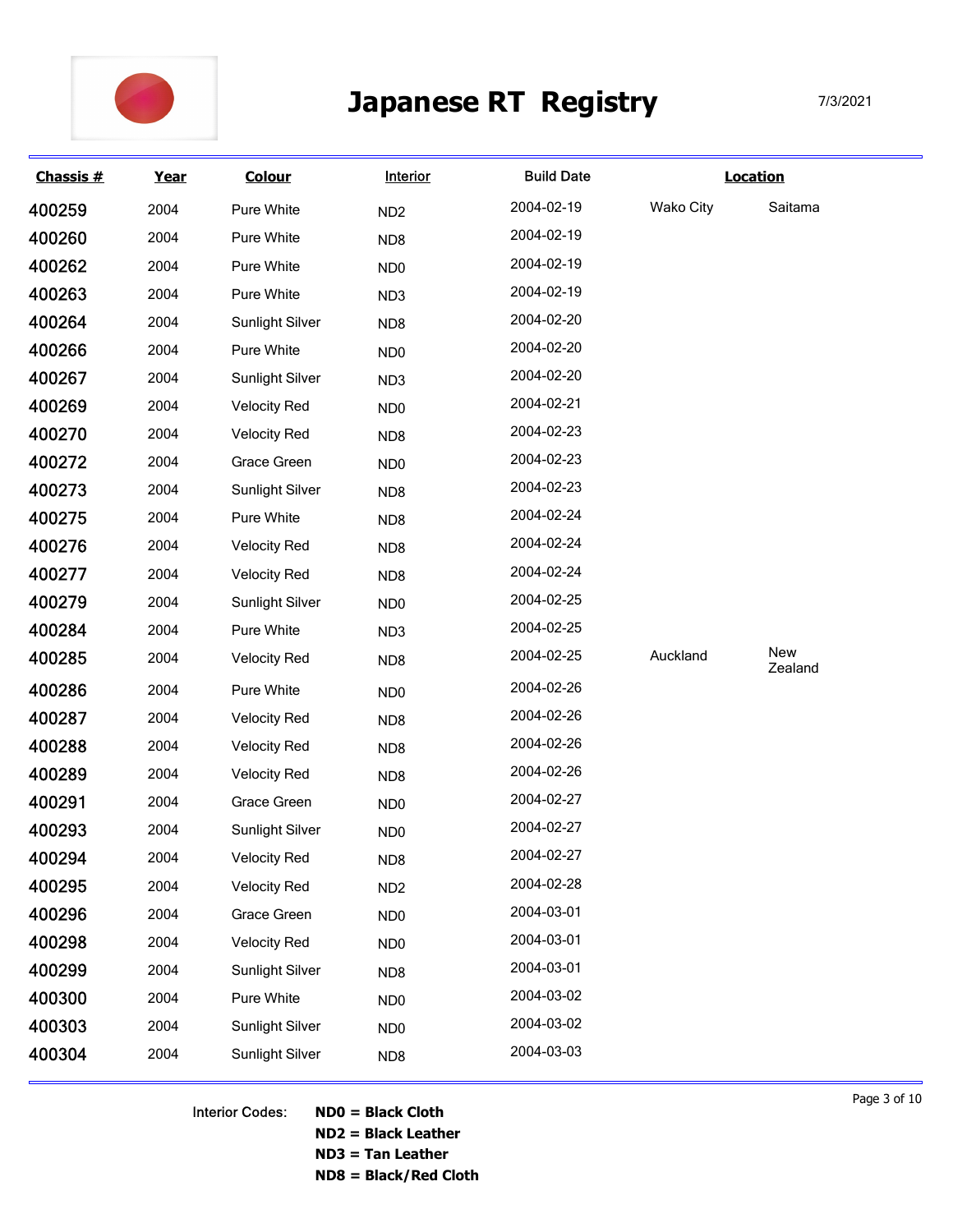# Japanese RT Registry

7/3/2021

| Chassis # | Year | Colour | Interior | Build Date | Location | |
|---|---|---|---|---|---|---|
| 400259 | 2004 | Pure White | ND2 | 2004-02-19 | Wako City | Saitama |
| 400260 | 2004 | Pure White | ND8 | 2004-02-19 | | |
| 400262 | 2004 | Pure White | ND0 | 2004-02-19 | | |
| 400263 | 2004 | Pure White | ND3 | 2004-02-19 | | |
| 400264 | 2004 | Sunlight Silver | ND8 | 2004-02-20 | | |
| 400266 | 2004 | Pure White | ND0 | 2004-02-20 | | |
| 400267 | 2004 | Sunlight Silver | ND3 | 2004-02-20 | | |
| 400269 | 2004 | Velocity Red | ND0 | 2004-02-21 | | |
| 400270 | 2004 | Velocity Red | ND8 | 2004-02-23 | | |
| 400272 | 2004 | Grace Green | ND0 | 2004-02-23 | | |
| 400273 | 2004 | Sunlight Silver | ND8 | 2004-02-23 | | |
| 400275 | 2004 | Pure White | ND8 | 2004-02-24 | | |
| 400276 | 2004 | Velocity Red | ND8 | 2004-02-24 | | |
| 400277 | 2004 | Velocity Red | ND8 | 2004-02-24 | | |
| 400279 | 2004 | Sunlight Silver | ND0 | 2004-02-25 | | |
| 400284 | 2004 | Pure White | ND3 | 2004-02-25 | | |
| 400285 | 2004 | Velocity Red | ND8 | 2004-02-25 | Auckland | New Zealand |
| 400286 | 2004 | Pure White | ND0 | 2004-02-26 | | |
| 400287 | 2004 | Velocity Red | ND8 | 2004-02-26 | | |
| 400288 | 2004 | Velocity Red | ND8 | 2004-02-26 | | |
| 400289 | 2004 | Velocity Red | ND8 | 2004-02-26 | | |
| 400291 | 2004 | Grace Green | ND0 | 2004-02-27 | | |
| 400293 | 2004 | Sunlight Silver | ND0 | 2004-02-27 | | |
| 400294 | 2004 | Velocity Red | ND8 | 2004-02-27 | | |
| 400295 | 2004 | Velocity Red | ND2 | 2004-02-28 | | |
| 400296 | 2004 | Grace Green | ND0 | 2004-03-01 | | |
| 400298 | 2004 | Velocity Red | ND0 | 2004-03-01 | | |
| 400299 | 2004 | Sunlight Silver | ND8 | 2004-03-01 | | |
| 400300 | 2004 | Pure White | ND0 | 2004-03-02 | | |
| 400303 | 2004 | Sunlight Silver | ND0 | 2004-03-02 | | |
| 400304 | 2004 | Sunlight Silver | ND8 | 2004-03-03 | | |

Interior Codes:

**ND0 = Black Cloth**
**ND2 = Black Leather**
**ND3 = Tan Leather**
**ND8 = Black/Red Cloth**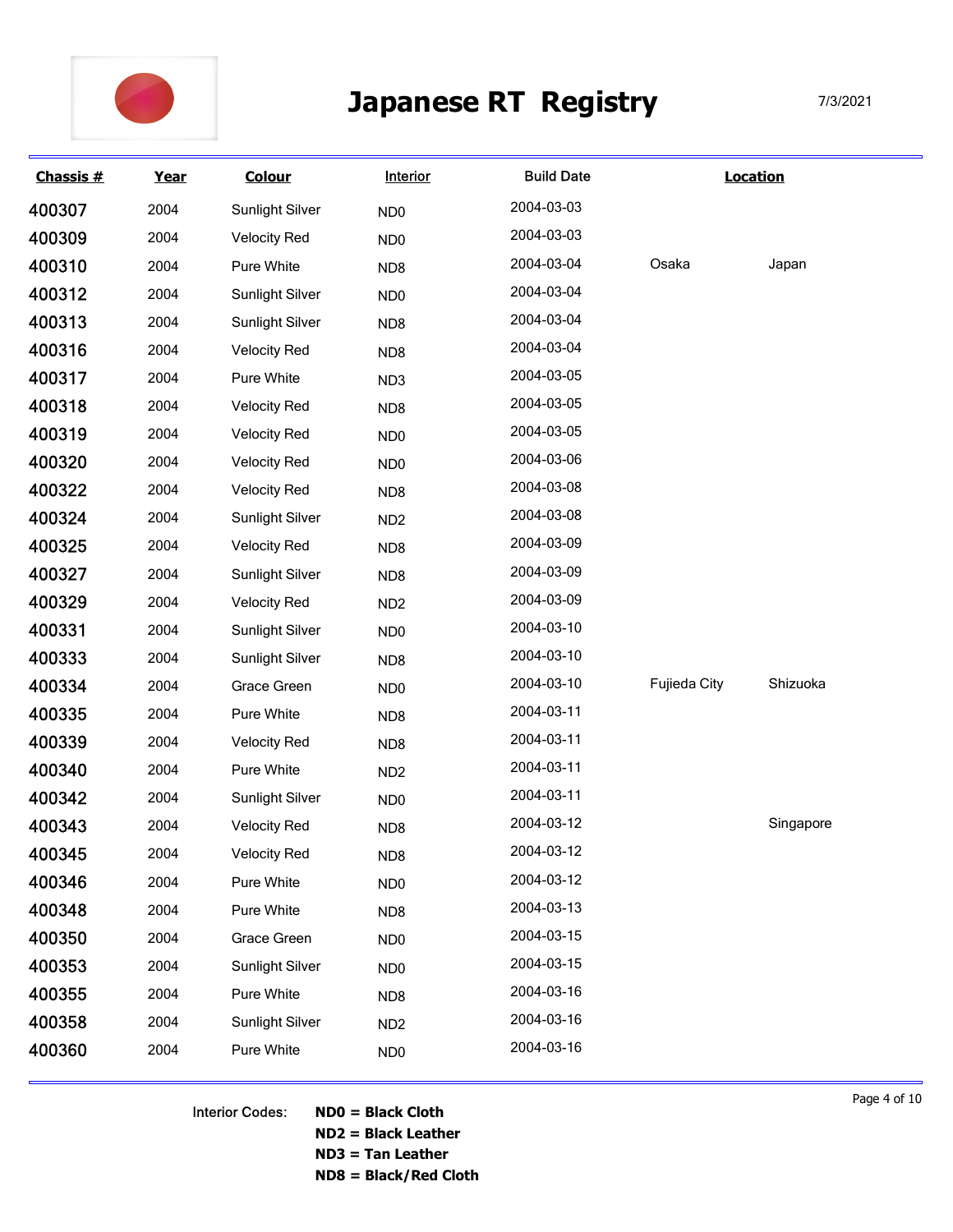# Japanese RT Registry

7/3/2021

| Chassis # | Year | Colour | Interior | Build Date | Location | |
|---|---|---|---|---|---|---|
| 400307 | 2004 | Sunlight Silver | ND0 | 2004-03-03 | | |
| 400309 | 2004 | Velocity Red | ND0 | 2004-03-03 | | |
| 400310 | 2004 | Pure White | ND8 | 2004-03-04 | Osaka | Japan |
| 400312 | 2004 | Sunlight Silver | ND0 | 2004-03-04 | | |
| 400313 | 2004 | Sunlight Silver | ND8 | 2004-03-04 | | |
| 400316 | 2004 | Velocity Red | ND8 | 2004-03-04 | | |
| 400317 | 2004 | Pure White | ND3 | 2004-03-05 | | |
| 400318 | 2004 | Velocity Red | ND8 | 2004-03-05 | | |
| 400319 | 2004 | Velocity Red | ND0 | 2004-03-05 | | |
| 400320 | 2004 | Velocity Red | ND0 | 2004-03-06 | | |
| 400322 | 2004 | Velocity Red | ND8 | 2004-03-08 | | |
| 400324 | 2004 | Sunlight Silver | ND2 | 2004-03-08 | | |
| 400325 | 2004 | Velocity Red | ND8 | 2004-03-09 | | |
| 400327 | 2004 | Sunlight Silver | ND8 | 2004-03-09 | | |
| 400329 | 2004 | Velocity Red | ND2 | 2004-03-09 | | |
| 400331 | 2004 | Sunlight Silver | ND0 | 2004-03-10 | | |
| 400333 | 2004 | Sunlight Silver | ND8 | 2004-03-10 | | |
| 400334 | 2004 | Grace Green | ND0 | 2004-03-10 | Fujieda City | Shizuoka |
| 400335 | 2004 | Pure White | ND8 | 2004-03-11 | | |
| 400339 | 2004 | Velocity Red | ND8 | 2004-03-11 | | |
| 400340 | 2004 | Pure White | ND2 | 2004-03-11 | | |
| 400342 | 2004 | Sunlight Silver | ND0 | 2004-03-11 | | |
| 400343 | 2004 | Velocity Red | ND8 | 2004-03-12 | | Singapore |
| 400345 | 2004 | Velocity Red | ND8 | 2004-03-12 | | |
| 400346 | 2004 | Pure White | ND0 | 2004-03-12 | | |
| 400348 | 2004 | Pure White | ND8 | 2004-03-13 | | |
| 400350 | 2004 | Grace Green | ND0 | 2004-03-15 | | |
| 400353 | 2004 | Sunlight Silver | ND0 | 2004-03-15 | | |
| 400355 | 2004 | Pure White | ND8 | 2004-03-16 | | |
| 400358 | 2004 | Sunlight Silver | ND2 | 2004-03-16 | | |
| 400360 | 2004 | Pure White | ND0 | 2004-03-16 | | |

Interior Codes:
**ND0 = Black Cloth**
**ND2 = Black Leather**
**ND3 = Tan Leather**
**ND8 = Black/Red Cloth**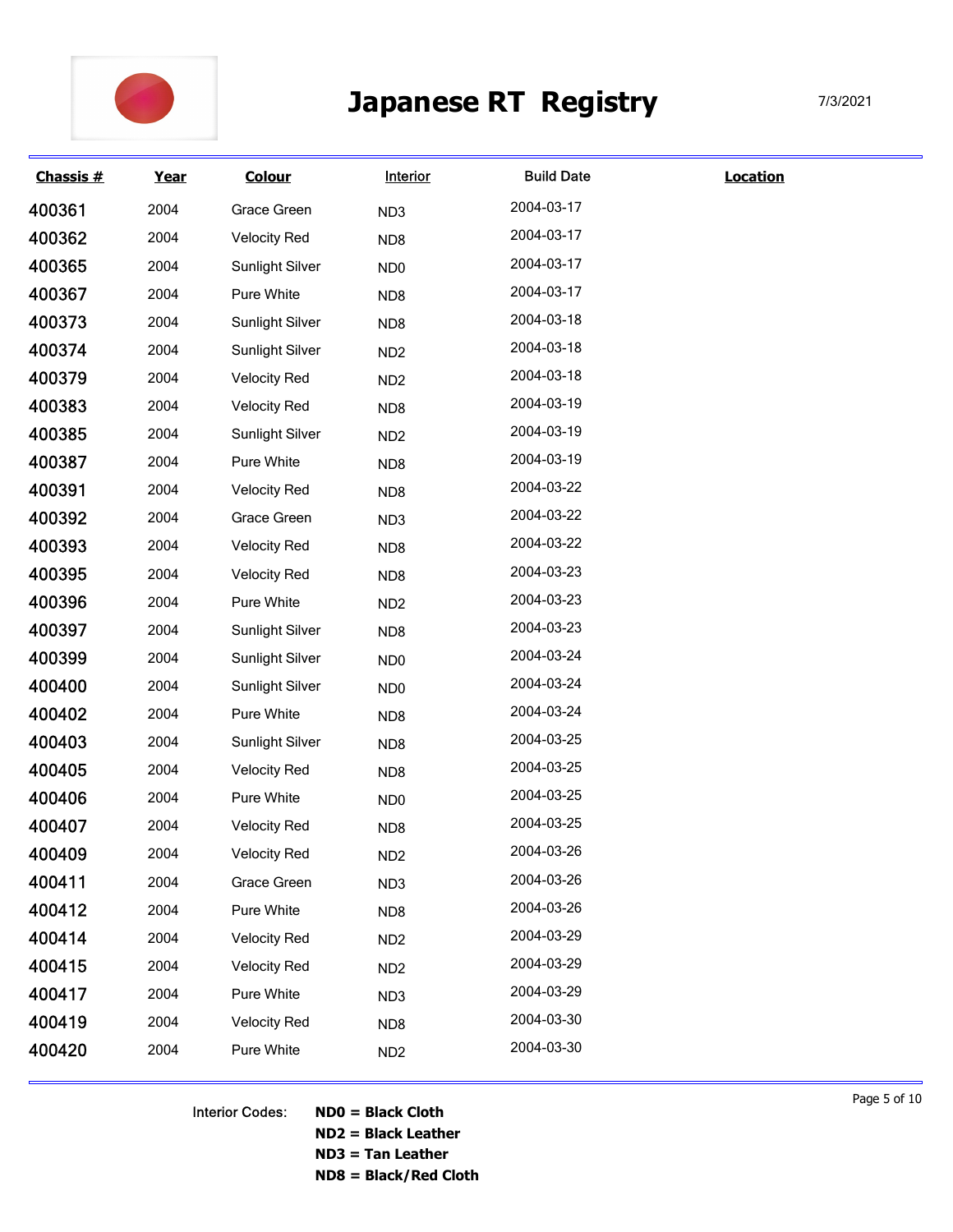# Japanese RT Registry

7/3/2021

| Chassis # | Year | Colour | Interior | Build Date | Location |
|---|---|---|---|---|---|
| 400361 | 2004 | Grace Green | ND3 | 2004-03-17 | |
| 400362 | 2004 | Velocity Red | ND8 | 2004-03-17 | |
| 400365 | 2004 | Sunlight Silver | ND0 | 2004-03-17 | |
| 400367 | 2004 | Pure White | ND8 | 2004-03-17 | |
| 400373 | 2004 | Sunlight Silver | ND8 | 2004-03-18 | |
| 400374 | 2004 | Sunlight Silver | ND2 | 2004-03-18 | |
| 400379 | 2004 | Velocity Red | ND2 | 2004-03-18 | |
| 400383 | 2004 | Velocity Red | ND8 | 2004-03-19 | |
| 400385 | 2004 | Sunlight Silver | ND2 | 2004-03-19 | |
| 400387 | 2004 | Pure White | ND8 | 2004-03-19 | |
| 400391 | 2004 | Velocity Red | ND8 | 2004-03-22 | |
| 400392 | 2004 | Grace Green | ND3 | 2004-03-22 | |
| 400393 | 2004 | Velocity Red | ND8 | 2004-03-22 | |
| 400395 | 2004 | Velocity Red | ND8 | 2004-03-23 | |
| 400396 | 2004 | Pure White | ND2 | 2004-03-23 | |
| 400397 | 2004 | Sunlight Silver | ND8 | 2004-03-23 | |
| 400399 | 2004 | Sunlight Silver | ND0 | 2004-03-24 | |
| 400400 | 2004 | Sunlight Silver | ND0 | 2004-03-24 | |
| 400402 | 2004 | Pure White | ND8 | 2004-03-24 | |
| 400403 | 2004 | Sunlight Silver | ND8 | 2004-03-25 | |
| 400405 | 2004 | Velocity Red | ND8 | 2004-03-25 | |
| 400406 | 2004 | Pure White | ND0 | 2004-03-25 | |
| 400407 | 2004 | Velocity Red | ND8 | 2004-03-25 | |
| 400409 | 2004 | Velocity Red | ND2 | 2004-03-26 | |
| 400411 | 2004 | Grace Green | ND3 | 2004-03-26 | |
| 400412 | 2004 | Pure White | ND8 | 2004-03-26 | |
| 400414 | 2004 | Velocity Red | ND2 | 2004-03-29 | |
| 400415 | 2004 | Velocity Red | ND2 | 2004-03-29 | |
| 400417 | 2004 | Pure White | ND3 | 2004-03-29 | |
| 400419 | 2004 | Velocity Red | ND8 | 2004-03-30 | |
| 400420 | 2004 | Pure White | ND2 | 2004-03-30 | |

Interior Codes:
**ND0 = Black Cloth**
**ND2 = Black Leather**
**ND3 = Tan Leather**
**ND8 = Black/Red Cloth**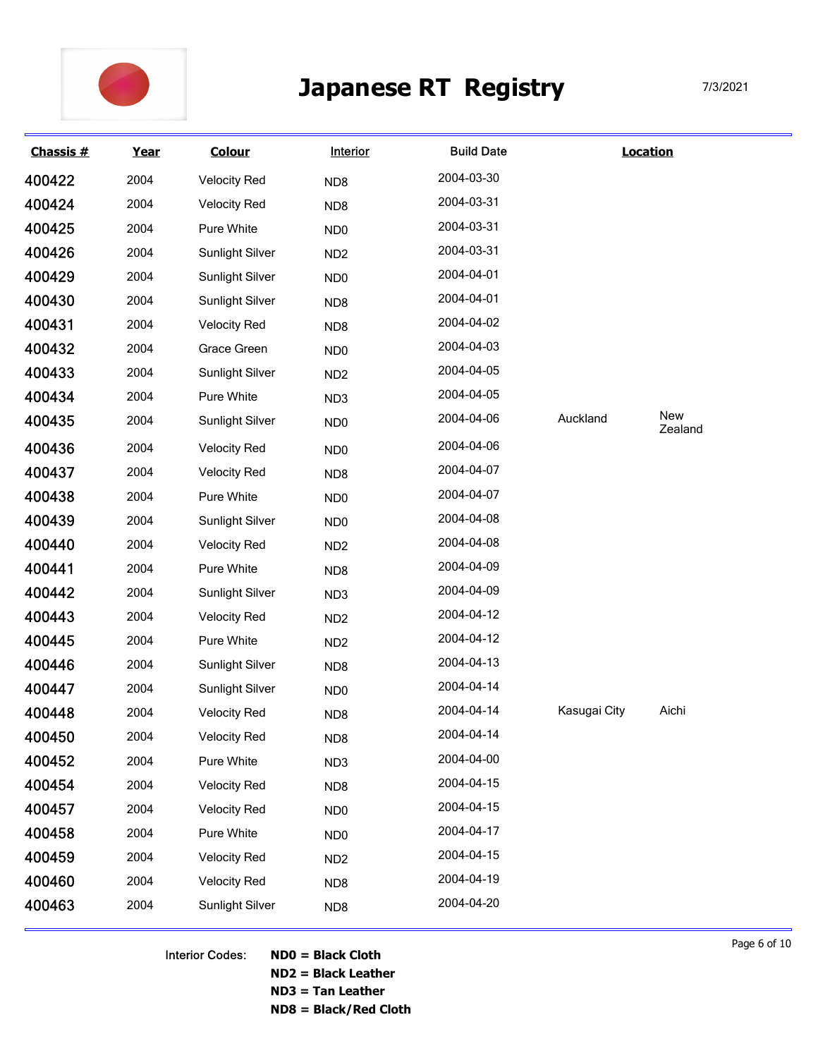# Japanese RT Registry

7/3/2021

| Chassis # | Year | Colour | Interior | Build Date | Location | |
|---|---|---|---|---|---|---|
| 400422 | 2004 | Velocity Red | ND8 | 2004-03-30 | | |
| 400424 | 2004 | Velocity Red | ND8 | 2004-03-31 | | |
| 400425 | 2004 | Pure White | ND0 | 2004-03-31 | | |
| 400426 | 2004 | Sunlight Silver | ND2 | 2004-03-31 | | |
| 400429 | 2004 | Sunlight Silver | ND0 | 2004-04-01 | | |
| 400430 | 2004 | Sunlight Silver | ND8 | 2004-04-01 | | |
| 400431 | 2004 | Velocity Red | ND8 | 2004-04-02 | | |
| 400432 | 2004 | Grace Green | ND0 | 2004-04-03 | | |
| 400433 | 2004 | Sunlight Silver | ND2 | 2004-04-05 | | |
| 400434 | 2004 | Pure White | ND3 | 2004-04-05 | | |
| 400435 | 2004 | Sunlight Silver | ND0 | 2004-04-06 | Auckland | New Zealand |
| 400436 | 2004 | Velocity Red | ND0 | 2004-04-06 | | |
| 400437 | 2004 | Velocity Red | ND8 | 2004-04-07 | | |
| 400438 | 2004 | Pure White | ND0 | 2004-04-07 | | |
| 400439 | 2004 | Sunlight Silver | ND0 | 2004-04-08 | | |
| 400440 | 2004 | Velocity Red | ND2 | 2004-04-08 | | |
| 400441 | 2004 | Pure White | ND8 | 2004-04-09 | | |
| 400442 | 2004 | Sunlight Silver | ND3 | 2004-04-09 | | |
| 400443 | 2004 | Velocity Red | ND2 | 2004-04-12 | | |
| 400445 | 2004 | Pure White | ND2 | 2004-04-12 | | |
| 400446 | 2004 | Sunlight Silver | ND8 | 2004-04-13 | | |
| 400447 | 2004 | Sunlight Silver | ND0 | 2004-04-14 | | |
| 400448 | 2004 | Velocity Red | ND8 | 2004-04-14 | Kasugai City | Aichi |
| 400450 | 2004 | Velocity Red | ND8 | 2004-04-14 | | |
| 400452 | 2004 | Pure White | ND3 | 2004-04-00 | | |
| 400454 | 2004 | Velocity Red | ND8 | 2004-04-15 | | |
| 400457 | 2004 | Velocity Red | ND0 | 2004-04-15 | | |
| 400458 | 2004 | Pure White | ND0 | 2004-04-17 | | |
| 400459 | 2004 | Velocity Red | ND2 | 2004-04-15 | | |
| 400460 | 2004 | Velocity Red | ND8 | 2004-04-19 | | |
| 400463 | 2004 | Sunlight Silver | ND8 | 2004-04-20 | | |

Interior Codes:
**ND0 = Black Cloth**
**ND2 = Black Leather**
**ND3 = Tan Leather**
**ND8 = Black/Red Cloth**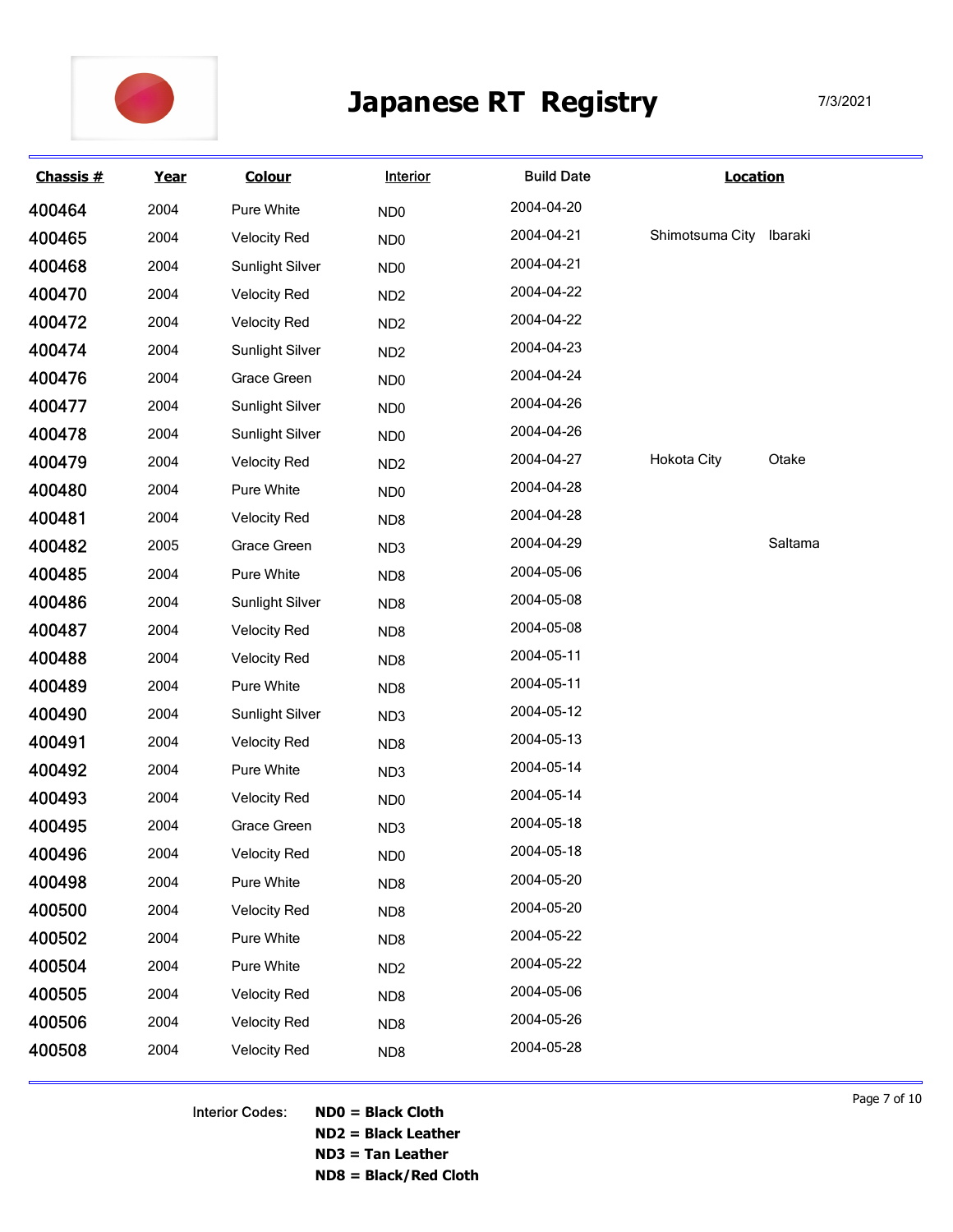# Japanese RT Registry

7/3/2021

| Chassis # | Year | Colour | Interior | Build Date | Location | |
|---|---|---|---|---|---|---|
| 400464 | 2004 | Pure White | ND0 | 2004-04-20 | | |
| 400465 | 2004 | Velocity Red | ND0 | 2004-04-21 | Shimotsuma City | Ibaraki |
| 400468 | 2004 | Sunlight Silver | ND0 | 2004-04-21 | | |
| 400470 | 2004 | Velocity Red | ND2 | 2004-04-22 | | |
| 400472 | 2004 | Velocity Red | ND2 | 2004-04-22 | | |
| 400474 | 2004 | Sunlight Silver | ND2 | 2004-04-23 | | |
| 400476 | 2004 | Grace Green | ND0 | 2004-04-24 | | |
| 400477 | 2004 | Sunlight Silver | ND0 | 2004-04-26 | | |
| 400478 | 2004 | Sunlight Silver | ND0 | 2004-04-26 | | |
| 400479 | 2004 | Velocity Red | ND2 | 2004-04-27 | Hokota City | Otake |
| 400480 | 2004 | Pure White | ND0 | 2004-04-28 | | |
| 400481 | 2004 | Velocity Red | ND8 | 2004-04-28 | | |
| 400482 | 2005 | Grace Green | ND3 | 2004-04-29 | | Saltama |
| 400485 | 2004 | Pure White | ND8 | 2004-05-06 | | |
| 400486 | 2004 | Sunlight Silver | ND8 | 2004-05-08 | | |
| 400487 | 2004 | Velocity Red | ND8 | 2004-05-08 | | |
| 400488 | 2004 | Velocity Red | ND8 | 2004-05-11 | | |
| 400489 | 2004 | Pure White | ND8 | 2004-05-11 | | |
| 400490 | 2004 | Sunlight Silver | ND3 | 2004-05-12 | | |
| 400491 | 2004 | Velocity Red | ND8 | 2004-05-13 | | |
| 400492 | 2004 | Pure White | ND3 | 2004-05-14 | | |
| 400493 | 2004 | Velocity Red | ND0 | 2004-05-14 | | |
| 400495 | 2004 | Grace Green | ND3 | 2004-05-18 | | |
| 400496 | 2004 | Velocity Red | ND0 | 2004-05-18 | | |
| 400498 | 2004 | Pure White | ND8 | 2004-05-20 | | |
| 400500 | 2004 | Velocity Red | ND8 | 2004-05-20 | | |
| 400502 | 2004 | Pure White | ND8 | 2004-05-22 | | |
| 400504 | 2004 | Pure White | ND2 | 2004-05-22 | | |
| 400505 | 2004 | Velocity Red | ND8 | 2004-05-06 | | |
| 400506 | 2004 | Velocity Red | ND8 | 2004-05-26 | | |
| 400508 | 2004 | Velocity Red | ND8 | 2004-05-28 | | |

Interior Codes:
**ND0 = Black Cloth**
**ND2 = Black Leather**
**ND3 = Tan Leather**
**ND8 = Black/Red Cloth**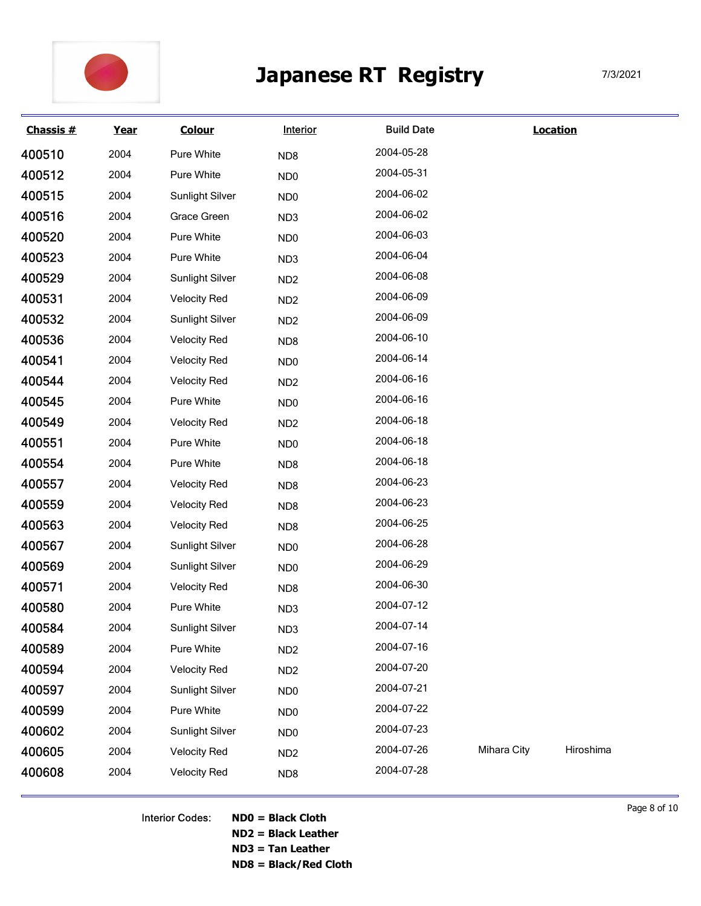# Japanese RT Registry

7/3/2021

| Chassis # | Year | Colour | Interior | Build Date | Location | |
|---|---|---|---|---|---|---|
| 400510 | 2004 | Pure White | ND8 | 2004-05-28 | | |
| 400512 | 2004 | Pure White | ND0 | 2004-05-31 | | |
| 400515 | 2004 | Sunlight Silver | ND0 | 2004-06-02 | | |
| 400516 | 2004 | Grace Green | ND3 | 2004-06-02 | | |
| 400520 | 2004 | Pure White | ND0 | 2004-06-03 | | |
| 400523 | 2004 | Pure White | ND3 | 2004-06-04 | | |
| 400529 | 2004 | Sunlight Silver | ND2 | 2004-06-08 | | |
| 400531 | 2004 | Velocity Red | ND2 | 2004-06-09 | | |
| 400532 | 2004 | Sunlight Silver | ND2 | 2004-06-09 | | |
| 400536 | 2004 | Velocity Red | ND8 | 2004-06-10 | | |
| 400541 | 2004 | Velocity Red | ND0 | 2004-06-14 | | |
| 400544 | 2004 | Velocity Red | ND2 | 2004-06-16 | | |
| 400545 | 2004 | Pure White | ND0 | 2004-06-16 | | |
| 400549 | 2004 | Velocity Red | ND2 | 2004-06-18 | | |
| 400551 | 2004 | Pure White | ND0 | 2004-06-18 | | |
| 400554 | 2004 | Pure White | ND8 | 2004-06-18 | | |
| 400557 | 2004 | Velocity Red | ND8 | 2004-06-23 | | |
| 400559 | 2004 | Velocity Red | ND8 | 2004-06-23 | | |
| 400563 | 2004 | Velocity Red | ND8 | 2004-06-25 | | |
| 400567 | 2004 | Sunlight Silver | ND0 | 2004-06-28 | | |
| 400569 | 2004 | Sunlight Silver | ND0 | 2004-06-29 | | |
| 400571 | 2004 | Velocity Red | ND8 | 2004-06-30 | | |
| 400580 | 2004 | Pure White | ND3 | 2004-07-12 | | |
| 400584 | 2004 | Sunlight Silver | ND3 | 2004-07-14 | | |
| 400589 | 2004 | Pure White | ND2 | 2004-07-16 | | |
| 400594 | 2004 | Velocity Red | ND2 | 2004-07-20 | | |
| 400597 | 2004 | Sunlight Silver | ND0 | 2004-07-21 | | |
| 400599 | 2004 | Pure White | ND0 | 2004-07-22 | | |
| 400602 | 2004 | Sunlight Silver | ND0 | 2004-07-23 | | |
| 400605 | 2004 | Velocity Red | ND2 | 2004-07-26 | Mihara City | Hiroshima |
| 400608 | 2004 | Velocity Red | ND8 | 2004-07-28 | | |

Interior Codes:
**ND0 = Black Cloth**
**ND2 = Black Leather**
**ND3 = Tan Leather**
**ND8 = Black/Red Cloth**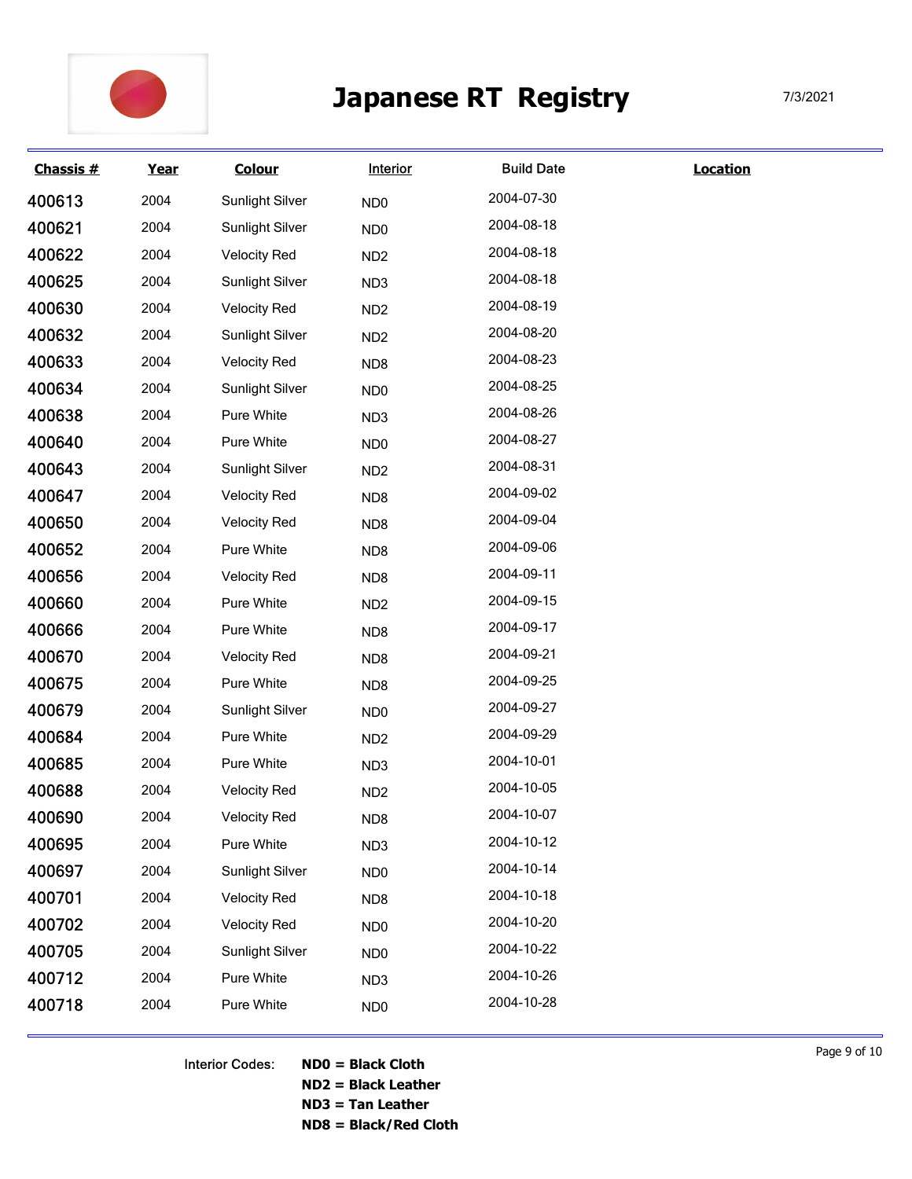# Japanese RT Registry

7/3/2021

| Chassis # | Year | Colour | Interior | Build Date | Location |
|---|---|---|---|---|---|
| 400613 | 2004 | Sunlight Silver | ND0 | 2004-07-30 | |
| 400621 | 2004 | Sunlight Silver | ND0 | 2004-08-18 | |
| 400622 | 2004 | Velocity Red | ND2 | 2004-08-18 | |
| 400625 | 2004 | Sunlight Silver | ND3 | 2004-08-18 | |
| 400630 | 2004 | Velocity Red | ND2 | 2004-08-19 | |
| 400632 | 2004 | Sunlight Silver | ND2 | 2004-08-20 | |
| 400633 | 2004 | Velocity Red | ND8 | 2004-08-23 | |
| 400634 | 2004 | Sunlight Silver | ND0 | 2004-08-25 | |
| 400638 | 2004 | Pure White | ND3 | 2004-08-26 | |
| 400640 | 2004 | Pure White | ND0 | 2004-08-27 | |
| 400643 | 2004 | Sunlight Silver | ND2 | 2004-08-31 | |
| 400647 | 2004 | Velocity Red | ND8 | 2004-09-02 | |
| 400650 | 2004 | Velocity Red | ND8 | 2004-09-04 | |
| 400652 | 2004 | Pure White | ND8 | 2004-09-06 | |
| 400656 | 2004 | Velocity Red | ND8 | 2004-09-11 | |
| 400660 | 2004 | Pure White | ND2 | 2004-09-15 | |
| 400666 | 2004 | Pure White | ND8 | 2004-09-17 | |
| 400670 | 2004 | Velocity Red | ND8 | 2004-09-21 | |
| 400675 | 2004 | Pure White | ND8 | 2004-09-25 | |
| 400679 | 2004 | Sunlight Silver | ND0 | 2004-09-27 | |
| 400684 | 2004 | Pure White | ND2 | 2004-09-29 | |
| 400685 | 2004 | Pure White | ND3 | 2004-10-01 | |
| 400688 | 2004 | Velocity Red | ND2 | 2004-10-05 | |
| 400690 | 2004 | Velocity Red | ND8 | 2004-10-07 | |
| 400695 | 2004 | Pure White | ND3 | 2004-10-12 | |
| 400697 | 2004 | Sunlight Silver | ND0 | 2004-10-14 | |
| 400701 | 2004 | Velocity Red | ND8 | 2004-10-18 | |
| 400702 | 2004 | Velocity Red | ND0 | 2004-10-20 | |
| 400705 | 2004 | Sunlight Silver | ND0 | 2004-10-22 | |
| 400712 | 2004 | Pure White | ND3 | 2004-10-26 | |
| 400718 | 2004 | Pure White | ND0 | 2004-10-28 | |

Interior Codes:
**ND0 = Black Cloth**
**ND2 = Black Leather**
**ND3 = Tan Leather**
**ND8 = Black/Red Cloth**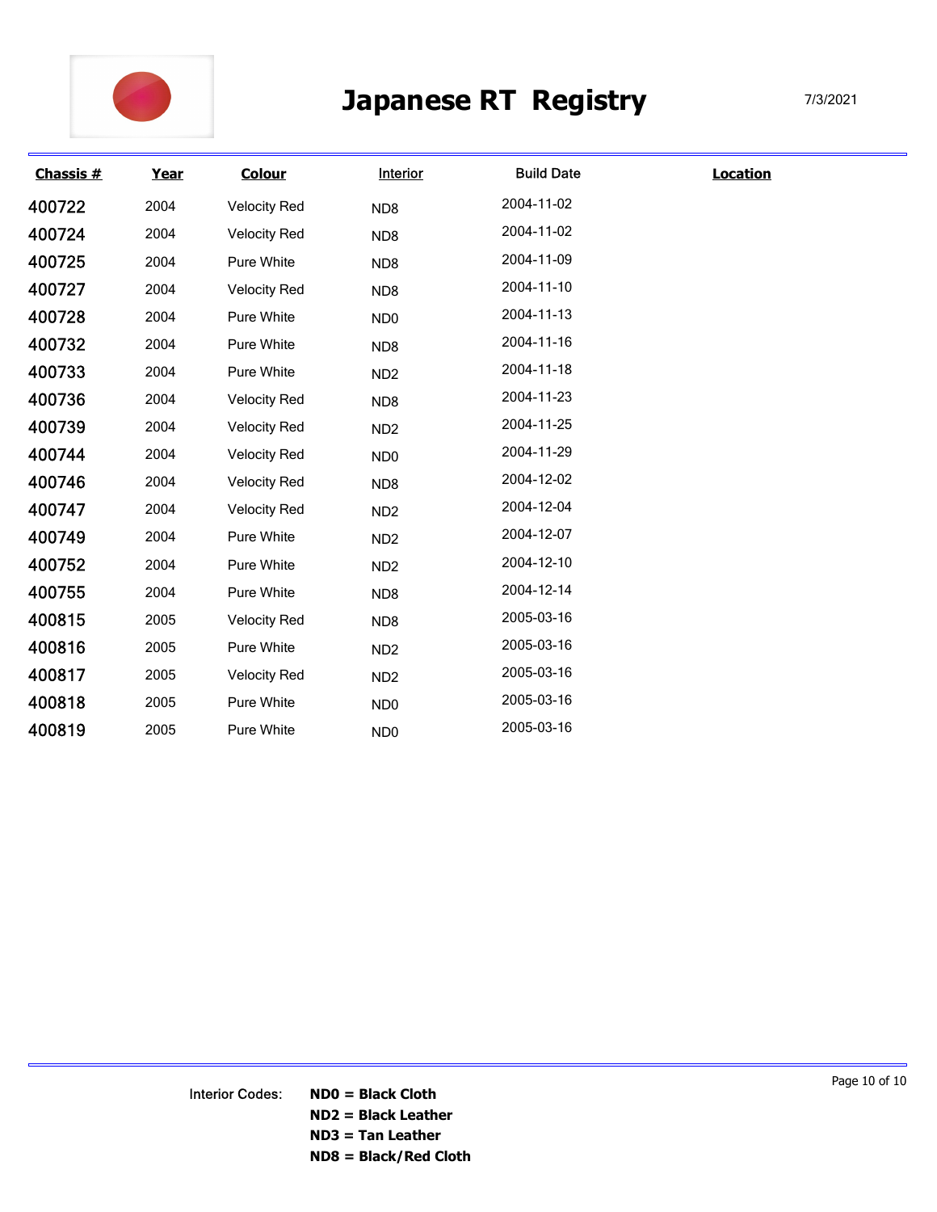# Japanese RT Registry

7/3/2021

| Chassis # | Year | Colour | Interior | Build Date | Location |
|---|---|---|---|---|---|
| 400722 | 2004 | Velocity Red | ND8 | 2004-11-02 | |
| 400724 | 2004 | Velocity Red | ND8 | 2004-11-02 | |
| 400725 | 2004 | Pure White | ND8 | 2004-11-09 | |
| 400727 | 2004 | Velocity Red | ND8 | 2004-11-10 | |
| 400728 | 2004 | Pure White | ND0 | 2004-11-13 | |
| 400732 | 2004 | Pure White | ND8 | 2004-11-16 | |
| 400733 | 2004 | Pure White | ND2 | 2004-11-18 | |
| 400736 | 2004 | Velocity Red | ND8 | 2004-11-23 | |
| 400739 | 2004 | Velocity Red | ND2 | 2004-11-25 | |
| 400744 | 2004 | Velocity Red | ND0 | 2004-11-29 | |
| 400746 | 2004 | Velocity Red | ND8 | 2004-12-02 | |
| 400747 | 2004 | Velocity Red | ND2 | 2004-12-04 | |
| 400749 | 2004 | Pure White | ND2 | 2004-12-07 | |
| 400752 | 2004 | Pure White | ND2 | 2004-12-10 | |
| 400755 | 2004 | Pure White | ND8 | 2004-12-14 | |
| 400815 | 2005 | Velocity Red | ND8 | 2005-03-16 | |
| 400816 | 2005 | Pure White | ND2 | 2005-03-16 | |
| 400817 | 2005 | Velocity Red | ND2 | 2005-03-16 | |
| 400818 | 2005 | Pure White | ND0 | 2005-03-16 | |
| 400819 | 2005 | Pure White | ND0 | 2005-03-16 | |

Interior Codes:

**ND0 = Black Cloth**
**ND2 = Black Leather**
**ND3 = Tan Leather**
**ND8 = Black/Red Cloth**